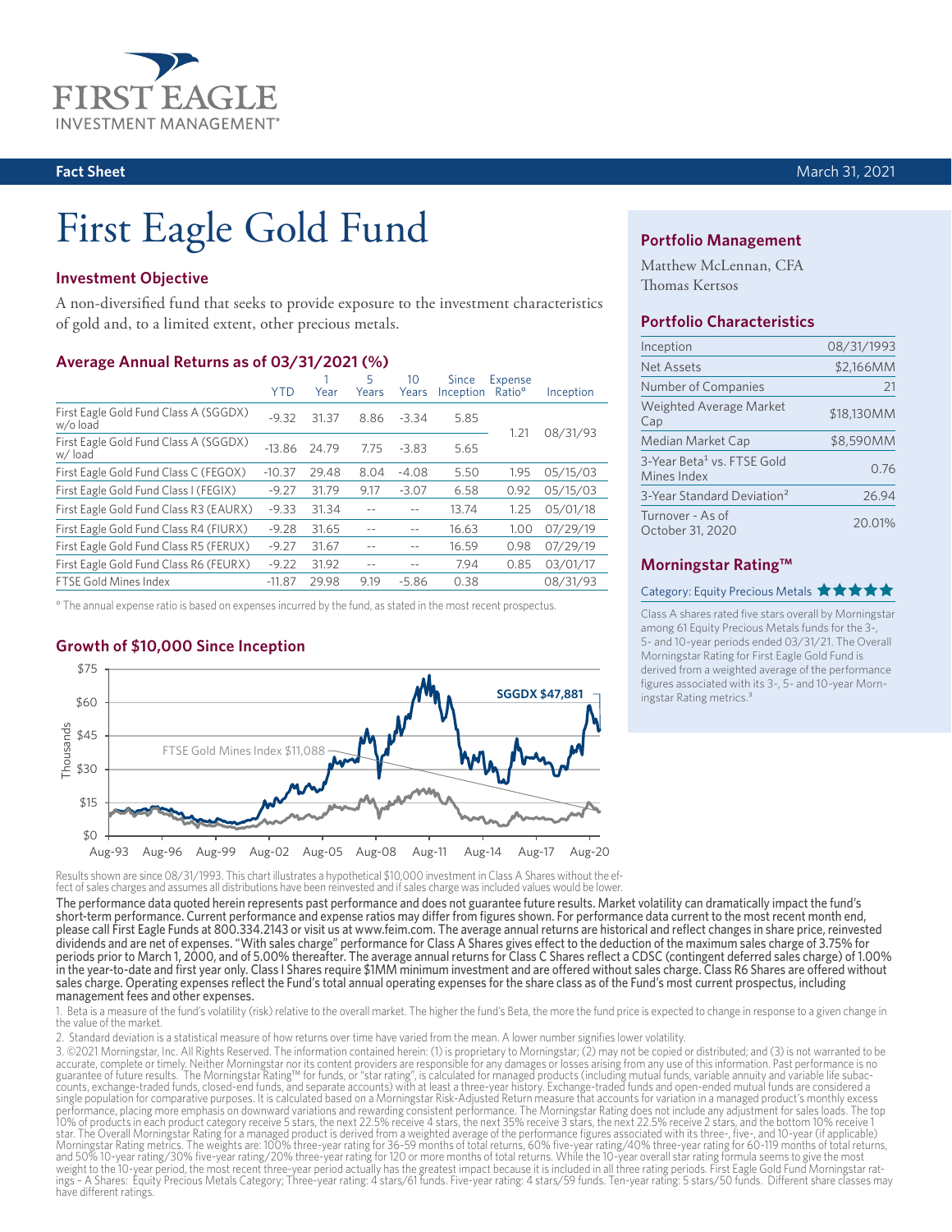# First Eagle Gold Fund

Fact Sheet — March 31, 2021

## Investment Objective

A non-diversified fund that seeks to provide exposure to the investment characteristics of gold and, to a limited extent, other precious metals.

## Average Annual Returns as of 03/31/2021 (%)

| | YTD | 1 Year | 5 Years | 10 Years | Since Inception | Expense Ratio° | Inception |
|---|---|---|---|---|---|---|---|
| First Eagle Gold Fund Class A (SGGDX) w/o load | -9.32 | 31.37 | 8.86 | -3.34 | 5.85 | 1.21 | 08/31/93 |
| First Eagle Gold Fund Class A (SGGDX) w/ load | -13.86 | 24.79 | 7.75 | -3.83 | 5.65 | | |
| First Eagle Gold Fund Class C (FEGOX) | -10.37 | 29.48 | 8.04 | -4.08 | 5.50 | 1.95 | 05/15/03 |
| First Eagle Gold Fund Class I (FEGIX) | -9.27 | 31.79 | 9.17 | -3.07 | 6.58 | 0.92 | 05/15/03 |
| First Eagle Gold Fund Class R3 (EAURX) | -9.33 | 31.34 | -- | -- | 13.74 | 1.25 | 05/01/18 |
| First Eagle Gold Fund Class R4 (FIURX) | -9.28 | 31.65 | -- | -- | 16.63 | 1.00 | 07/29/19 |
| First Eagle Gold Fund Class R5 (FERUX) | -9.27 | 31.67 | -- | -- | 16.59 | 0.98 | 07/29/19 |
| First Eagle Gold Fund Class R6 (FEURX) | -9.22 | 31.92 | -- | -- | 7.94 | 0.85 | 03/01/17 |
| FTSE Gold Mines Index | -11.87 | 29.98 | 9.19 | -5.86 | 0.38 | | 08/31/93 |

° The annual expense ratio is based on expenses incurred by the fund, as stated in the most recent prospectus.

## Growth of $10,000 Since Inception

SGGDX $47,881; FTSE Gold Mines Index $11,088

Results shown are since 08/31/1993. This chart illustrates a hypothetical $10,000 investment in Class A Shares without the effect of sales charges and assumes all distributions have been reinvested and if sales charge was included values would be lower.

**The performance data quoted herein represents past performance and does not guarantee future results. Market volatility can dramatically impact the fund's short-term performance. Current performance and expense ratios may differ from figures shown. For performance data current to the most recent month end, please call First Eagle Funds at 800.334.2143 or visit us at www.feim.com. The average annual returns are historical and reflect changes in share price, reinvested dividends and are net of expenses. "With sales charge" performance for Class A Shares gives effect to the deduction of the maximum sales charge of 3.75% for periods prior to March 1, 2000, and of 5.00% thereafter. The average annual returns for Class C Shares reflect a CDSC (contingent deferred sales charge) of 1.00% in the year-to-date and first year only. Class I Shares require $1MM minimum investment and are offered without sales charge. Class R6 Shares are offered without sales charge. Operating expenses reflect the Fund's total annual operating expenses for the share class as of the Fund's most current prospectus, including management fees and other expenses.**

## Portfolio Management

Matthew McLennan, CFA
Thomas Kertsos

## Portfolio Characteristics

| | |
|---|---|
| Inception | 08/31/1993 |
| Net Assets | $2,166MM |
| Number of Companies | 21 |
| Weighted Average Market Cap | $18,130MM |
| Median Market Cap | $8,590MM |
| 3-Year Beta[1] vs. FTSE Gold Mines Index | 0.76 |
| 3-Year Standard Deviation[2] | 26.94 |
| Turnover - As of October 31, 2020 | 20.01% |

## Morningstar Rating™

Category: Equity Precious Metals ★★★★★

Class A shares rated five stars overall by Morningstar among 61 Equity Precious Metals funds for the 3-, 5- and 10-year periods ended 03/31/21. The Overall Morningstar Rating for First Eagle Gold Fund is derived from a weighted average of the performance figures associated with its 3-, 5- and 10-year Morningstar Rating metrics.[3]

1. Beta is a measure of the fund's volatility (risk) relative to the overall market. The higher the fund's Beta, the more the fund price is expected to change in response to a given change in the value of the market.

2. Standard deviation is a statistical measure of how returns over time have varied from the mean. A lower number signifies lower volatility.

3. ©2021 Morningstar, Inc. All Rights Reserved. The information contained herein: (1) is proprietary to Morningstar; (2) may not be copied or distributed; and (3) is not warranted to be accurate, complete or timely. Neither Morningstar nor its content providers are responsible for any damages or losses arising from any use of this information. Past performance is no guarantee of future results. The Morningstar Rating™ for funds, or "star rating", is calculated for managed products (including mutual funds, variable annuity and variable life subaccounts, exchange-traded funds, closed-end funds, and separate accounts) with at least a three-year history. Exchange-traded funds and open-ended mutual funds are considered a single population for comparative purposes. It is calculated based on a Morningstar Risk-Adjusted Return measure that accounts for variation in a managed product's monthly excess performance, placing more emphasis on downward variations and rewarding consistent performance. The Morningstar Rating does not include any adjustment for sales loads. The top 10% of products in each product category receive 5 stars, the next 22.5% receive 4 stars, the next 35% receive 3 stars, the next 22.5% receive 2 stars, and the bottom 10% receive 1 star. The Overall Morningstar Rating for a managed product is derived from a weighted average of the performance figures associated with its three-, five-, and 10-year (if applicable) Morningstar Rating metrics. The weights are: 100% three-year rating for 36-59 months of total returns, 60% five-year rating/40% three-year rating for 60-119 months of total returns, and 50% 10-year rating/30% five-year rating/20% three-year rating for 120 or more months of total returns. While the 10-year overall star rating formula seems to give the most weight to the 10-year period, the most recent three-year period actually has the greatest impact because it is included in all three rating periods. First Eagle Gold Fund Morningstar ratings – A Shares: Equity Precious Metals Category; Three-year rating: 4 stars/61 funds. Five-year rating: 4 stars/59 funds. Ten-year rating: 5 stars/50 funds. Different share classes may have different ratings.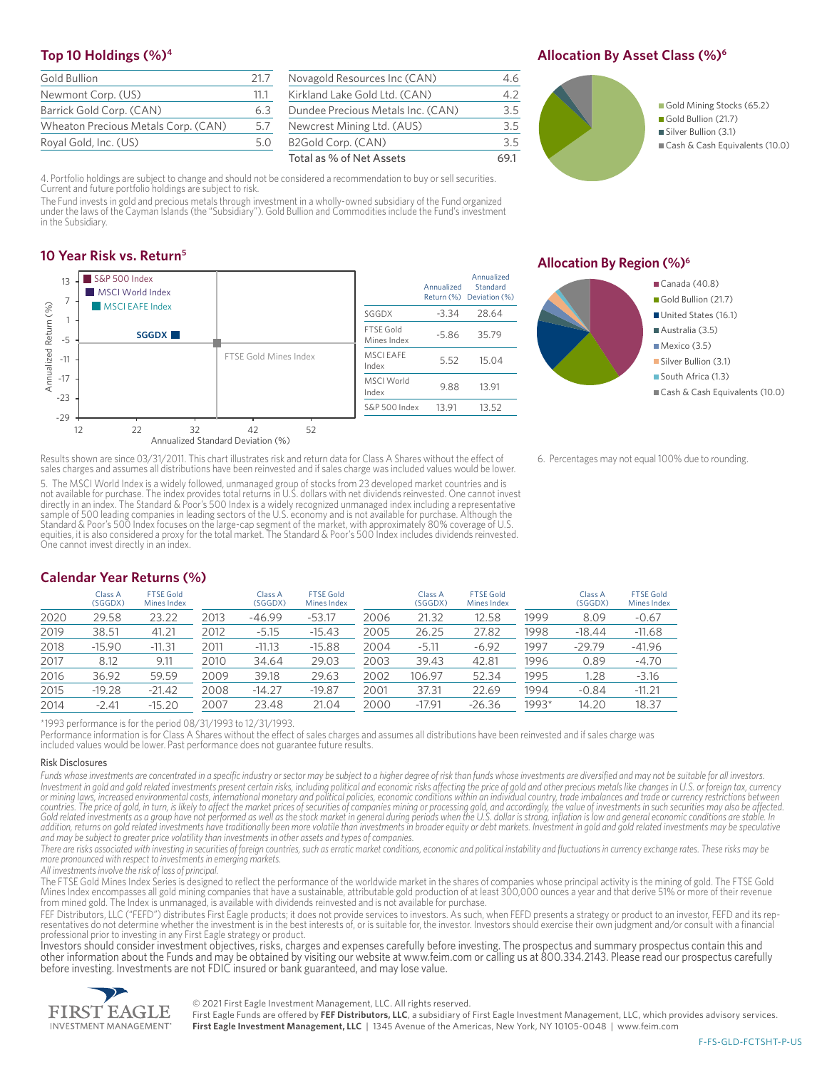## Top 10 Holdings (%)[4]

| | | | |
|---|---|---|---|
| Gold Bullion | 21.7 | Novagold Resources Inc (CAN) | 4.6 |
| Newmont Corp. (US) | 11.1 | Kirkland Lake Gold Ltd. (CAN) | 4.2 |
| Barrick Gold Corp. (CAN) | 6.3 | Dundee Precious Metals Inc. (CAN) | 3.5 |
| Wheaton Precious Metals Corp. (CAN) | 5.7 | Newcrest Mining Ltd. (AUS) | 3.5 |
| Royal Gold, Inc. (US) | 5.0 | B2Gold Corp. (CAN) | 3.5 |
| | | Total as % of Net Assets | 69.1 |

4. Portfolio holdings are subject to change and should not be considered a recommendation to buy or sell securities. Current and future portfolio holdings are subject to risk.

The Fund invests in gold and precious metals through investment in a wholly-owned subsidiary of the Fund organized under the laws of the Cayman Islands (the "Subsidiary"). Gold Bullion and Commodities include the Fund's investment in the Subsidiary.

## Allocation By Asset Class (%)[6]

Gold Mining Stocks (65.2)
Gold Bullion (21.7)
Silver Bullion (3.1)
Cash & Cash Equivalents (10.0)

## 10 Year Risk vs. Return[5]

Annualized Return (%)
13
7
1
-5
-11
-17
-23
-29
12 22 32 42 52
Annualized Standard Deviation (%)
S&P 500 Index
MSCI World Index
MSCI EAFE Index
SGGDX
FTSE Gold Mines Index

| | Annualized Return (%) | Annualized Standard Deviation (%) |
|---|---|---|
| SGGDX | -3.34 | 28.64 |
| FTSE Gold Mines Index | -5.86 | 35.79 |
| MSCI EAFE Index | 5.52 | 15.04 |
| MSCI World Index | 9.88 | 13.91 |
| S&P 500 Index | 13.91 | 13.52 |

Results shown are since 03/31/2011. This chart illustrates risk and return data for Class A Shares without the effect of sales charges and assumes all distributions have been reinvested and if sales charge was included values would be lower.

5. The MSCI World Index is a widely followed, unmanaged group of stocks from 23 developed market countries and is not available for purchase. The index provides total returns in U.S. dollars with net dividends reinvested. One cannot invest directly in an index. The Standard & Poor's 500 Index is a widely recognized unmanaged index including a representative sample of 500 leading companies in leading sectors of the U.S. economy and is not available for purchase. Although the Standard & Poor's 500 Index focuses on the large-cap segment of the market, with approximately 80% coverage of U.S. equities, it is also considered a proxy for the total market. The Standard & Poor's 500 Index includes dividends reinvested. One cannot invest directly in an index.

## Allocation By Region (%)[6]

Canada (40.8)
Gold Bullion (21.7)
United States (16.1)
Australia (3.5)
Mexico (3.5)
Silver Bullion (3.1)
South Africa (1.3)
Cash & Cash Equivalents (10.0)

6. Percentages may not equal 100% due to rounding.

## Calendar Year Returns (%)

| | Class A (SGGDX) | FTSE Gold Mines Index | | Class A (SGGDX) | FTSE Gold Mines Index | | Class A (SGGDX) | FTSE Gold Mines Index | | Class A (SGGDX) | FTSE Gold Mines Index |
|---|---|---|---|---|---|---|---|---|---|---|---|
| 2020 | 29.58 | 23.22 | 2013 | -46.99 | -53.17 | 2006 | 21.32 | 12.58 | 1999 | 8.09 | -0.67 |
| 2019 | 38.51 | 41.21 | 2012 | -5.15 | -15.43 | 2005 | 26.25 | 27.82 | 1998 | -18.44 | -11.68 |
| 2018 | -15.90 | -11.31 | 2011 | -11.13 | -15.88 | 2004 | -5.11 | -6.92 | 1997 | -29.79 | -41.96 |
| 2017 | 8.12 | 9.11 | 2010 | 34.64 | 29.03 | 2003 | 39.43 | 42.81 | 1996 | 0.89 | -4.70 |
| 2016 | 36.92 | 59.59 | 2009 | 39.18 | 29.63 | 2002 | 106.97 | 52.34 | 1995 | 1.28 | -3.16 |
| 2015 | -19.28 | -21.42 | 2008 | -14.27 | -19.87 | 2001 | 37.31 | 22.69 | 1994 | -0.84 | -11.21 |
| 2014 | -2.41 | -15.20 | 2007 | 23.48 | 21.04 | 2000 | -17.91 | -26.36 | 1993* | 14.20 | 18.37 |

*1993 performance is for the period 08/31/1993 to 12/31/1993.

Performance information is for Class A Shares without the effect of sales charges and assumes all distributions have been reinvested and if sales charge was included values would be lower. Past performance does not guarantee future results.

### Risk Disclosures

*Funds whose investments are concentrated in a specific industry or sector may be subject to a higher degree of risk than funds whose investments are diversified and may not be suitable for all investors. Investment in gold and gold related investments present certain risks, including political and economic risks affecting the price of gold and other precious metals like changes in U.S. or foreign tax, currency or mining laws, increased environmental costs, international monetary and political policies, economic conditions within an individual country, trade imbalances and trade or currency restrictions between countries. The price of gold, in turn, is likely to affect the market prices of securities of companies mining or processing gold, and accordingly, the value of investments in such securities may also be affected. Gold related investments as a group have not performed as well as the stock market in general during periods when the U.S. dollar is strong, inflation is low and general economic conditions are stable. In addition, returns on gold related investments have traditionally been more volatile than investments in broader equity or debt markets. Investment in gold and gold related investments may be speculative and may be subject to greater price volatility than investments in other assets and types of companies.*

*There are risks associated with investing in securities of foreign countries, such as erratic market conditions, economic and political instability and fluctuations in currency exchange rates. These risks may be more pronounced with respect to investments in emerging markets.*

*All investments involve the risk of loss of principal.*

The FTSE Gold Mines Index Series is designed to reflect the performance of the worldwide market in the shares of companies whose principal activity is the mining of gold. The FTSE Gold Mines Index encompasses all gold mining companies that have a sustainable, attributable gold production of at least 300,000 ounces a year and that derive 51% or more of their revenue from mined gold. The Index is unmanaged, is available with dividends reinvested and is not available for purchase.

FEF Distributors, LLC ("FEFD") distributes First Eagle products; it does not provide services to investors. As such, when FEFD presents a strategy or product to an investor, FEFD and its representatives do not determine whether the investment is in the best interests of, or is suitable for, the investor. Investors should exercise their own judgment and/or consult with a financial professional prior to investing in any First Eagle strategy or product.

Investors should consider investment objectives, risks, charges and expenses carefully before investing. The prospectus and summary prospectus contain this and other information about the Funds and may be obtained by visiting our website at www.feim.com or calling us at 800.334.2143. Please read our prospectus carefully before investing. Investments are not FDIC insured or bank guaranteed, and may lose value.

FIRST EAGLE INVESTMENT MANAGEMENT

© 2021 First Eagle Investment Management, LLC. All rights reserved.
First Eagle Funds are offered by **FEF Distributors, LLC**, a subsidiary of First Eagle Investment Management, LLC, which provides advisory services.
**First Eagle Investment Management, LLC** | 1345 Avenue of the Americas, New York, NY 10105-0048 | www.feim.com

F-FS-GLD-FCTSHT-P-US